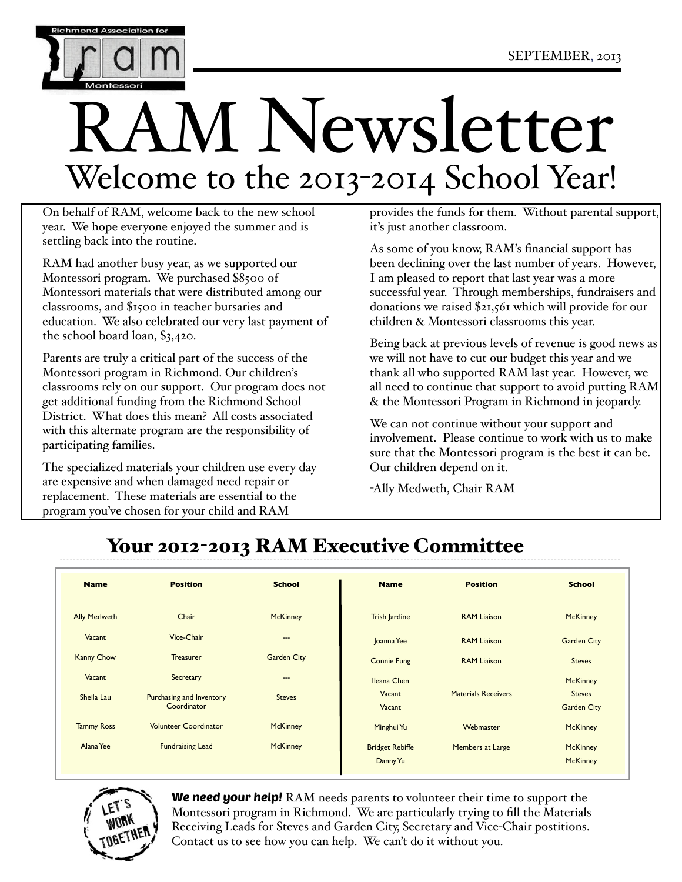SEPTEMBER, 2013

# RAM Newsletter

## Welcome to the 2013-2014 School Year!

On behalf of RAM, welcome back to the new school year. We hope everyone enjoyed the summer and is settling back into the routine.

RAM had another busy year, as we supported our Montessori program. We purchased $8500 of Montessori materials that were distributed among our classrooms, and $1500 in teacher bursaries and education. We also celebrated our very last payment of the school board loan, $3,420.

Parents are truly a critical part of the success of the Montessori program in Richmond. Our children's classrooms rely on our support. Our program does not get additional funding from the Richmond School District. What does this mean? All costs associated with this alternate program are the responsibility of participating families.

The specialized materials your children use every day are expensive and when damaged need repair or replacement. These materials are essential to the program you've chosen for your child and RAM provides the funds for them. Without parental support, it's just another classroom.

As some of you know, RAM's financial support has been declining over the last number of years. However, I am pleased to report that last year was a more successful year. Through memberships, fundraisers and donations we raised $21,561 which will provide for our children & Montessori classrooms this year.

Being back at previous levels of revenue is good news as we will not have to cut our budget this year and we thank all who supported RAM last year. However, we all need to continue that support to avoid putting RAM & the Montessori Program in Richmond in jeopardy.

We can not continue without your support and involvement. Please continue to work with us to make sure that the Montessori program is the best it can be. Our children depend on it.

-Ally Medweth, Chair RAM

## Your 2012-2013 RAM Executive Committee

| Name | Position | School |
|---|---|---|
| Ally Medweth | Chair | McKinney |
| Vacant | Vice-Chair | --- |
| Kanny Chow | Treasurer | Garden City |
| Vacant | Secretary | --- |
| Sheila Lau | Purchasing and Inventory Coordinator | Steves |
| Tammy Ross | Volunteer Coordinator | McKinney |
| Alana Yee | Fundraising Lead | McKinney |

| Name | Position | School |
|---|---|---|
| Trish Jardine | RAM Liaison | McKinney |
| Joanna Yee | RAM Liaison | Garden City |
| Connie Fung | RAM Liaison | Steves |
| Ileana Chen | Materials Receivers | McKinney |
| Vacant | Materials Receivers | Steves |
| Vacant | Materials Receivers | Garden City |
| Minghui Yu | Webmaster | McKinney |
| Bridget Rebiffe | Members at Large | McKinney |
| Danny Yu | Members at Large | McKinney |

LET'S WORK TOGETHER

***We need your help!*** RAM needs parents to volunteer their time to support the Montessori program in Richmond. We are particularly trying to fill the Materials Receiving Leads for Steves and Garden City, Secretary and Vice-Chair postitions. Contact us to see how you can help. We can't do it without you.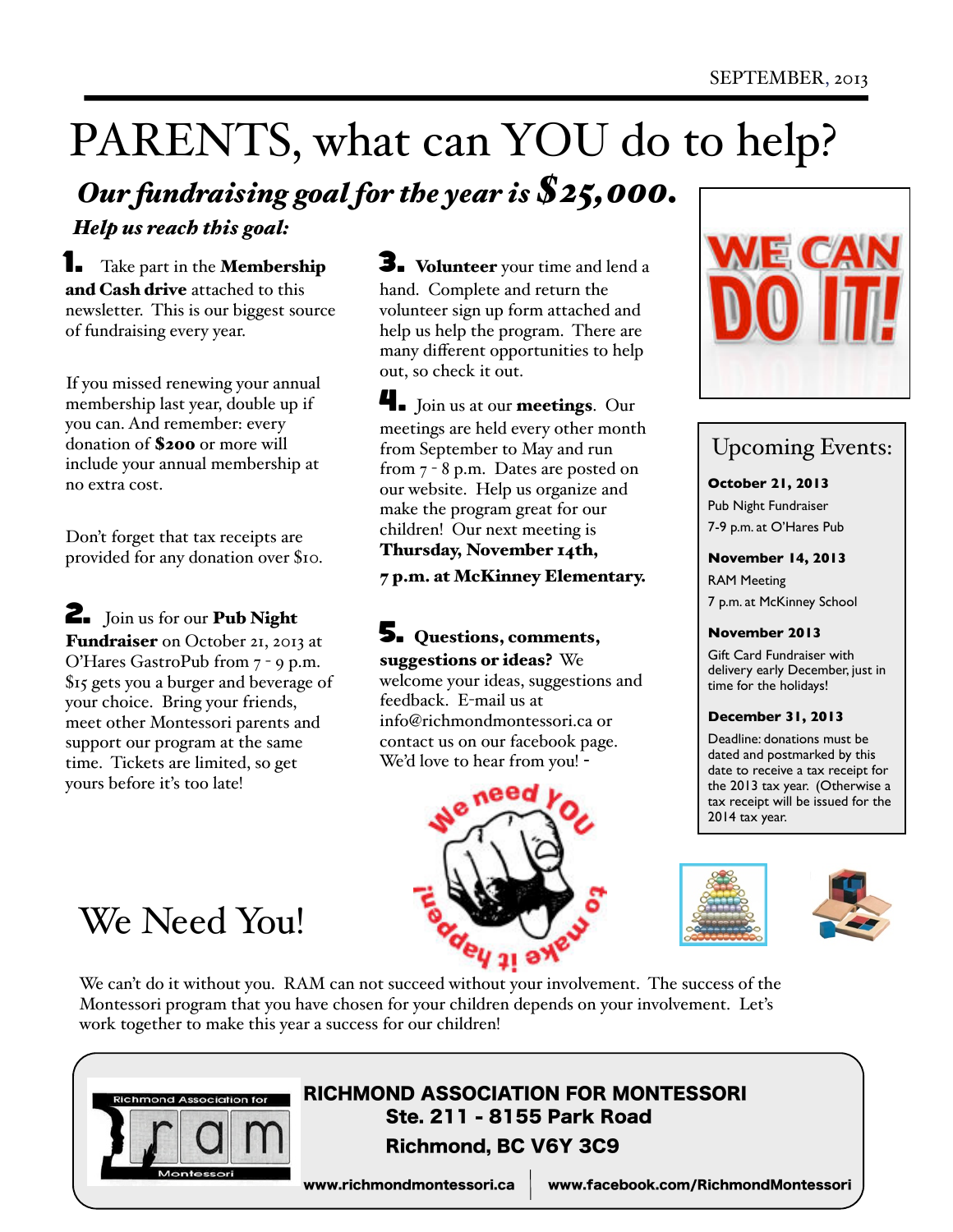# PARENTS, what can YOU do to help?

## *Our fundraising goal for the year is $25,000.*

***Help us reach this goal:***

**1.** Take part in the **Membership and Cash drive** attached to this newsletter. This is our biggest source of fundraising every year.

If you missed renewing your annual membership last year, double up if you can. And remember: every donation of **$200** or more will include your annual membership at no extra cost.

Don't forget that tax receipts are provided for any donation over $10.

**2.** Join us for our **Pub Night Fundraiser** on October 21, 2013 at O'Hares GastroPub from 7 - 9 p.m. $15 gets you a burger and beverage of your choice. Bring your friends, meet other Montessori parents and support our program at the same time. Tickets are limited, so get yours before it's too late!

**3. Volunteer** your time and lend a hand. Complete and return the volunteer sign up form attached and help us help the program. There are many different opportunities to help out, so check it out.

**4.** Join us at our **meetings**. Our meetings are held every other month from September to May and run from 7 - 8 p.m. Dates are posted on our website. Help us organize and make the program great for our children! Our next meeting is **Thursday, November 14th,**

**7 p.m. at McKinney Elementary.**

**5. Questions, comments, suggestions or ideas?** We welcome your ideas, suggestions and feedback. E-mail us at info@richmondmontessori.ca or contact us on our facebook page. We'd love to hear from you! -

WE CAN DO IT!

## Upcoming Events:

**October 21, 2013**
Pub Night Fundraiser
7-9 p.m. at O'Hares Pub

**November 14, 2013**
RAM Meeting
7 p.m. at McKinney School

**November 2013**
Gift Card Fundraiser with delivery early December, just in time for the holidays!

**December 31, 2013**
Deadline: donations must be dated and postmarked by this date to receive a tax receipt for the 2013 tax year. (Otherwise a tax receipt will be issued for the 2014 tax year.

We need YOU to make it happen!

# We Need You!

We can't do it without you. RAM can not succeed without your involvement. The success of the Montessori program that you have chosen for your children depends on your involvement. Let's work together to make this year a success for our children!

Richmond Association for ram Montessori

**RICHMOND ASSOCIATION FOR MONTESSORI**
**Ste. 211 - 8155 Park Road**
**Richmond, BC V6Y 3C9**

**www.richmondmontessori.ca** | **www.facebook.com/RichmondMontessori**